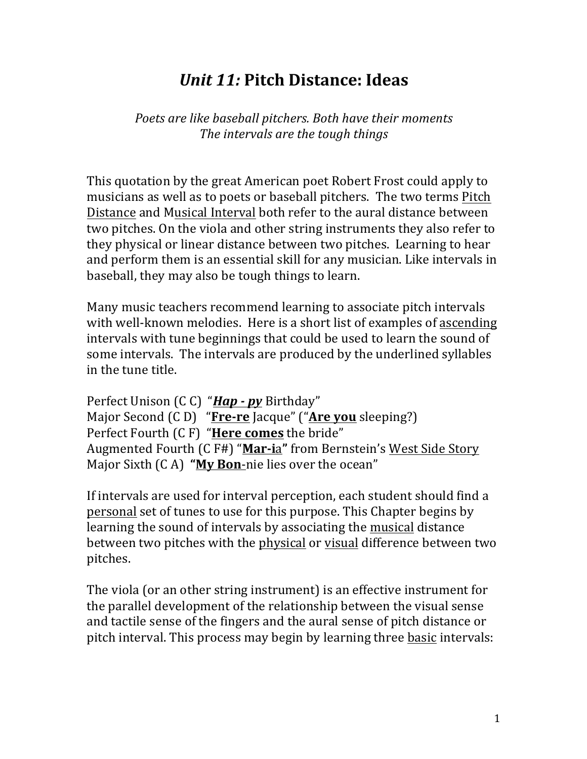# *Unit 11:* Pitch Distance: Ideas

*Poets are like baseball pitchers. Both have their moments*
*The intervals are the tough things*

This quotation by the great American poet Robert Frost could apply to musicians as well as to poets or baseball pitchers. The two terms <u>Pitch Distance</u> and M<u>usical Interval</u> both refer to the aural distance between two pitches. On the viola and other string instruments they also refer to they physical or linear distance between two pitches. Learning to hear and perform them is an essential skill for any musician. Like intervals in baseball, they may also be tough things to learn.

Many music teachers recommend learning to associate pitch intervals with well-known melodies. Here is a short list of examples of <u>ascending</u> intervals with tune beginnings that could be used to learn the sound of some intervals. The intervals are produced by the underlined syllables in the tune title.

Perfect Unison (C C) "***<u>Hap - py</u>*** Birthday"
Major Second (C D) "**<u>Fre-re</u>** Jacque" ("**<u>Are you</u>** sleeping?)
Perfect Fourth (C F) "**<u>Here comes</u>** the bride"
Augmented Fourth (C F#) "**<u>Mar-i</u>**<u>a</u>**"** from Bernstein's <u>West Side Story</u>
Major Sixth (C A) **"<u>My Bon</u>**<u>-</u>nie lies over the ocean"

If intervals are used for interval perception, each student should find a <u>personal</u> set of tunes to use for this purpose. This Chapter begins by learning the sound of intervals by associating the <u>musical</u> distance between two pitches with the <u>physical</u> or <u>visual</u> difference between two pitches.

The viola (or an other string instrument) is an effective instrument for the parallel development of the relationship between the visual sense and tactile sense of the fingers and the aural sense of pitch distance or pitch interval. This process may begin by learning three <u>basic</u> intervals: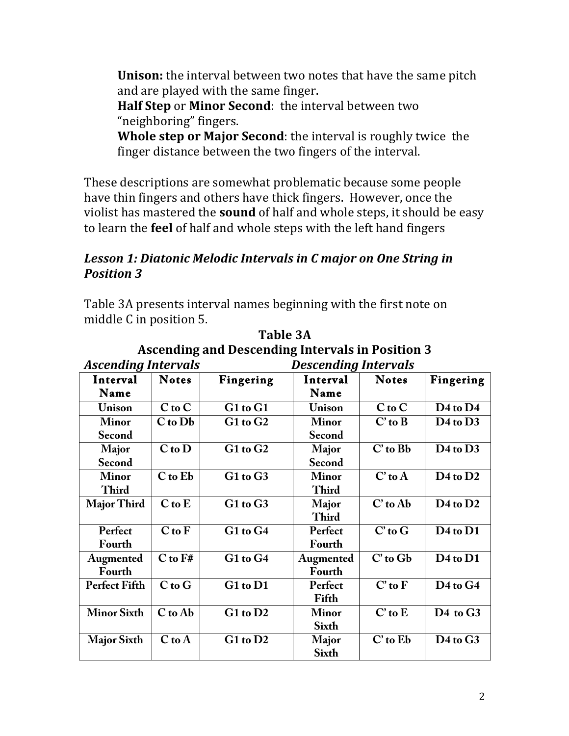**Unison:** the interval between two notes that have the same pitch and are played with the same finger.
**Half Step** or **Minor Second**: the interval between two "neighboring" fingers.
**Whole step or Major Second**: the interval is roughly twice the finger distance between the two fingers of the interval.

These descriptions are somewhat problematic because some people have thin fingers and others have thick fingers. However, once the violist has mastered the **sound** of half and whole steps, it should be easy to learn the **feel** of half and whole steps with the left hand fingers

### *Lesson 1: Diatonic Melodic Intervals in C major on One String in Position 3*

Table 3A presents interval names beginning with the first note on middle C in position 5.

**Table 3A**
**Ascending and Descending Intervals in Position 3**

| *Ascending Intervals* | | | *Descending Intervals* | | |
|---|---|---|---|---|---|
| **Interval Name** | **Notes** | **Fingering** | **Interval Name** | **Notes** | **Fingering** |
| **Unison** | **C to C** | **G1 to G1** | **Unison** | **C to C** | **D4 to D4** |
| **Minor Second** | **C to Db** | **G1 to G2** | **Minor Second** | **C' to B** | **D4 to D3** |
| **Major Second** | **C to D** | **G1 to G2** | **Major Second** | **C' to Bb** | **D4 to D3** |
| **Minor Third** | **C to Eb** | **G1 to G3** | **Minor Third** | **C' to A** | **D4 to D2** |
| **Major Third** | **C to E** | **G1 to G3** | **Major Third** | **C' to Ab** | **D4 to D2** |
| **Perfect Fourth** | **C to F** | **G1 to G4** | **Perfect Fourth** | **C' to G** | **D4 to D1** |
| **Augmented Fourth** | **C to F#** | **G1 to G4** | **Augmented Fourth** | **C' to Gb** | **D4 to D1** |
| **Perfect Fifth** | **C to G** | **G1 to D1** | **Perfect Fifth** | **C' to F** | **D4 to G4** |
| **Minor Sixth** | **C to Ab** | **G1 to D2** | **Minor Sixth** | **C' to E** | **D4 to G3** |
| **Major Sixth** | **C to A** | **G1 to D2** | **Major Sixth** | **C' to Eb** | **D4 to G3** |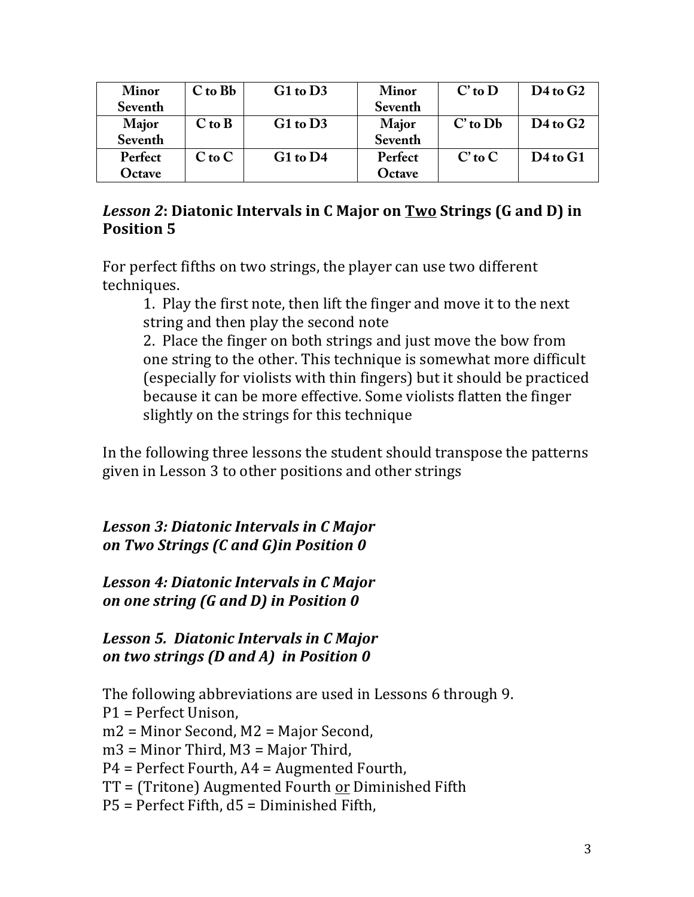| Minor Seventh | C to Bb | G1 to D3 | Minor Seventh | C' to D | D4 to G2 |
|---|---|---|---|---|---|
| Major Seventh | C to B | G1 to D3 | Major Seventh | C' to Db | D4 to G2 |
| Perfect Octave | C to C | G1 to D4 | Perfect Octave | C' to C | D4 to G1 |

## *Lesson 2*: Diatonic Intervals in C Major on Two Strings (G and D) in Position 5

For perfect fifths on two strings, the player can use two different techniques.

1. Play the first note, then lift the finger and move it to the next string and then play the second note
2. Place the finger on both strings and just move the bow from one string to the other. This technique is somewhat more difficult (especially for violists with thin fingers) but it should be practiced because it can be more effective. Some violists flatten the finger slightly on the strings for this technique

In the following three lessons the student should transpose the patterns given in Lesson 3 to other positions and other strings

### *Lesson 3: Diatonic Intervals in C Major on Two Strings (C and G)in Position 0*

### *Lesson 4: Diatonic Intervals in C Major on one string (G and D) in Position 0*

### *Lesson 5. Diatonic Intervals in C Major on two strings (D and A) in Position 0*

The following abbreviations are used in Lessons 6 through 9.
P1 = Perfect Unison,
m2 = Minor Second, M2 = Major Second,
m3 = Minor Third, M3 = Major Third,
P4 = Perfect Fourth, A4 = Augmented Fourth,
TT = (Tritone) Augmented Fourth or Diminished Fifth
P5 = Perfect Fifth, d5 = Diminished Fifth,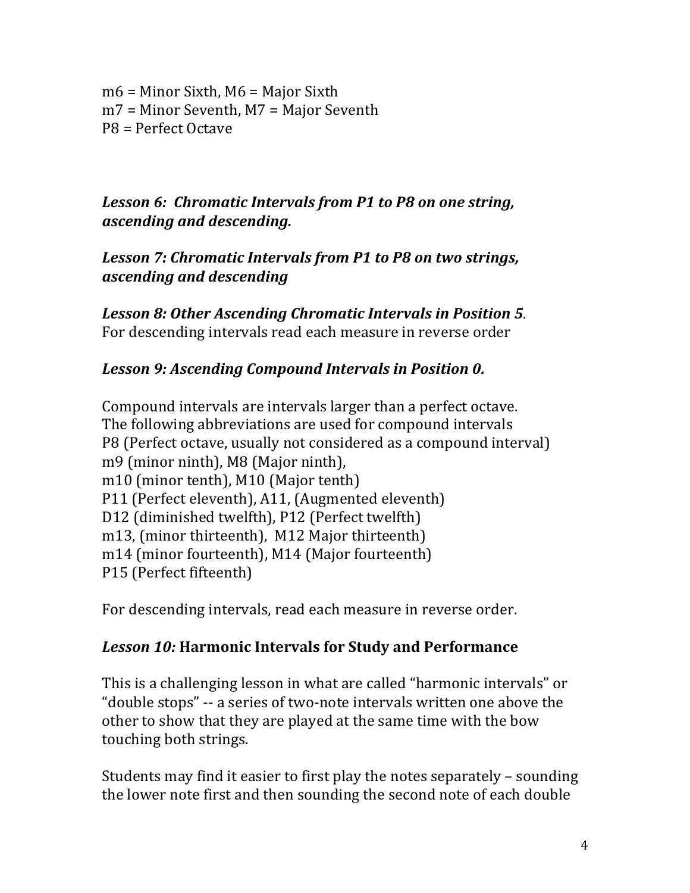m6 = Minor Sixth, M6 = Major Sixth
m7 = Minor Seventh, M7 = Major Seventh
P8 = Perfect Octave

***Lesson 6: Chromatic Intervals from P1 to P8 on one string, ascending and descending.***

***Lesson 7: Chromatic Intervals from P1 to P8 on two strings, ascending and descending***

***Lesson 8: Other Ascending Chromatic Intervals in Position 5***.
For descending intervals read each measure in reverse order

***Lesson 9: Ascending Compound Intervals in Position 0.***

Compound intervals are intervals larger than a perfect octave.
The following abbreviations are used for compound intervals
P8 (Perfect octave, usually not considered as a compound interval)
m9 (minor ninth), M8 (Major ninth),
m10 (minor tenth), M10 (Major tenth)
P11 (Perfect eleventh), A11, (Augmented eleventh)
D12 (diminished twelfth), P12 (Perfect twelfth)
m13, (minor thirteenth), M12 Major thirteenth)
m14 (minor fourteenth), M14 (Major fourteenth)
P15 (Perfect fifteenth)

For descending intervals, read each measure in reverse order.

***Lesson 10:* Harmonic Intervals for Study and Performance**

This is a challenging lesson in what are called "harmonic intervals" or "double stops" -- a series of two-note intervals written one above the other to show that they are played at the same time with the bow touching both strings.

Students may find it easier to first play the notes separately – sounding the lower note first and then sounding the second note of each double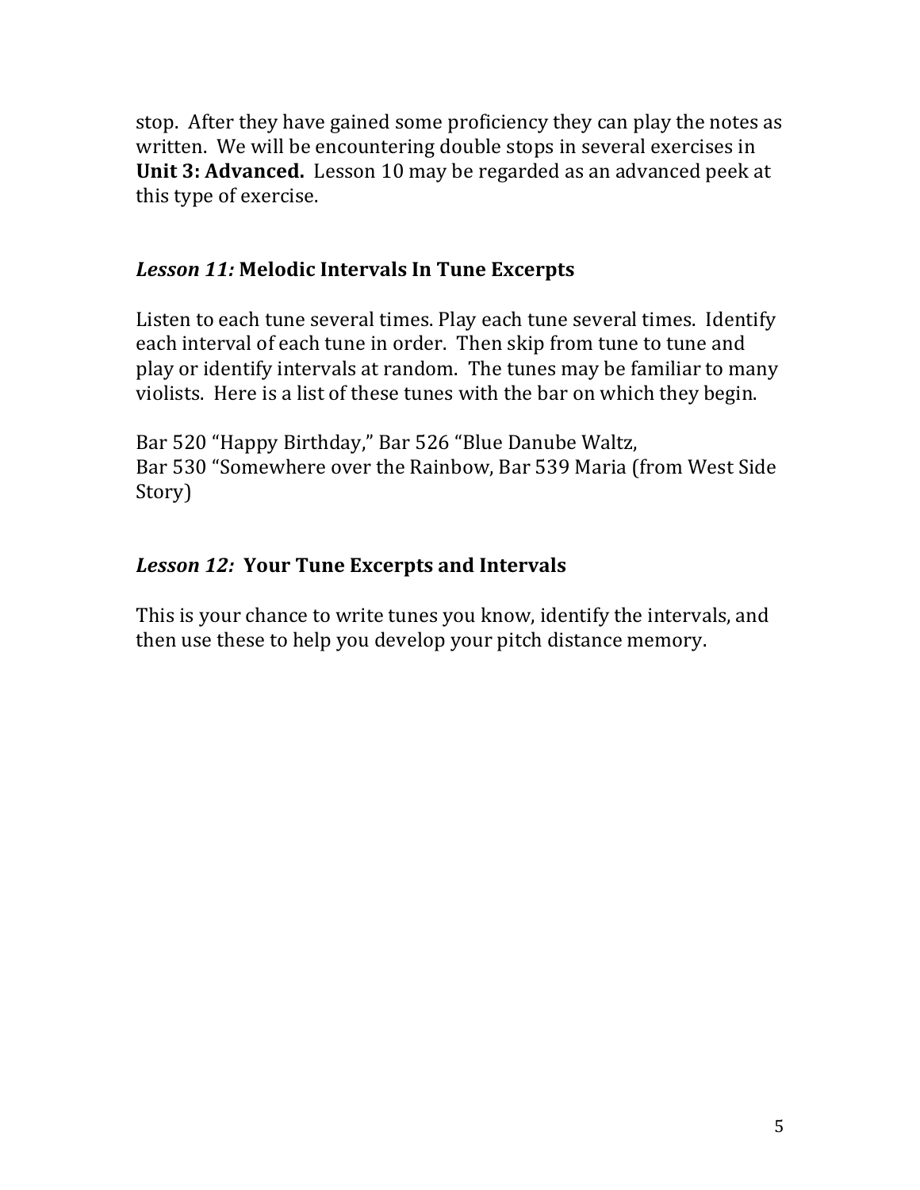stop. After they have gained some proficiency they can play the notes as written. We will be encountering double stops in several exercises in **Unit 3: Advanced.** Lesson 10 may be regarded as an advanced peek at this type of exercise.

### *Lesson 11:* Melodic Intervals In Tune Excerpts

Listen to each tune several times. Play each tune several times. Identify each interval of each tune in order. Then skip from tune to tune and play or identify intervals at random. The tunes may be familiar to many violists. Here is a list of these tunes with the bar on which they begin.

Bar 520 "Happy Birthday," Bar 526 "Blue Danube Waltz,
Bar 530 "Somewhere over the Rainbow, Bar 539 Maria (from West Side Story)

### *Lesson 12:* Your Tune Excerpts and Intervals

This is your chance to write tunes you know, identify the intervals, and then use these to help you develop your pitch distance memory.